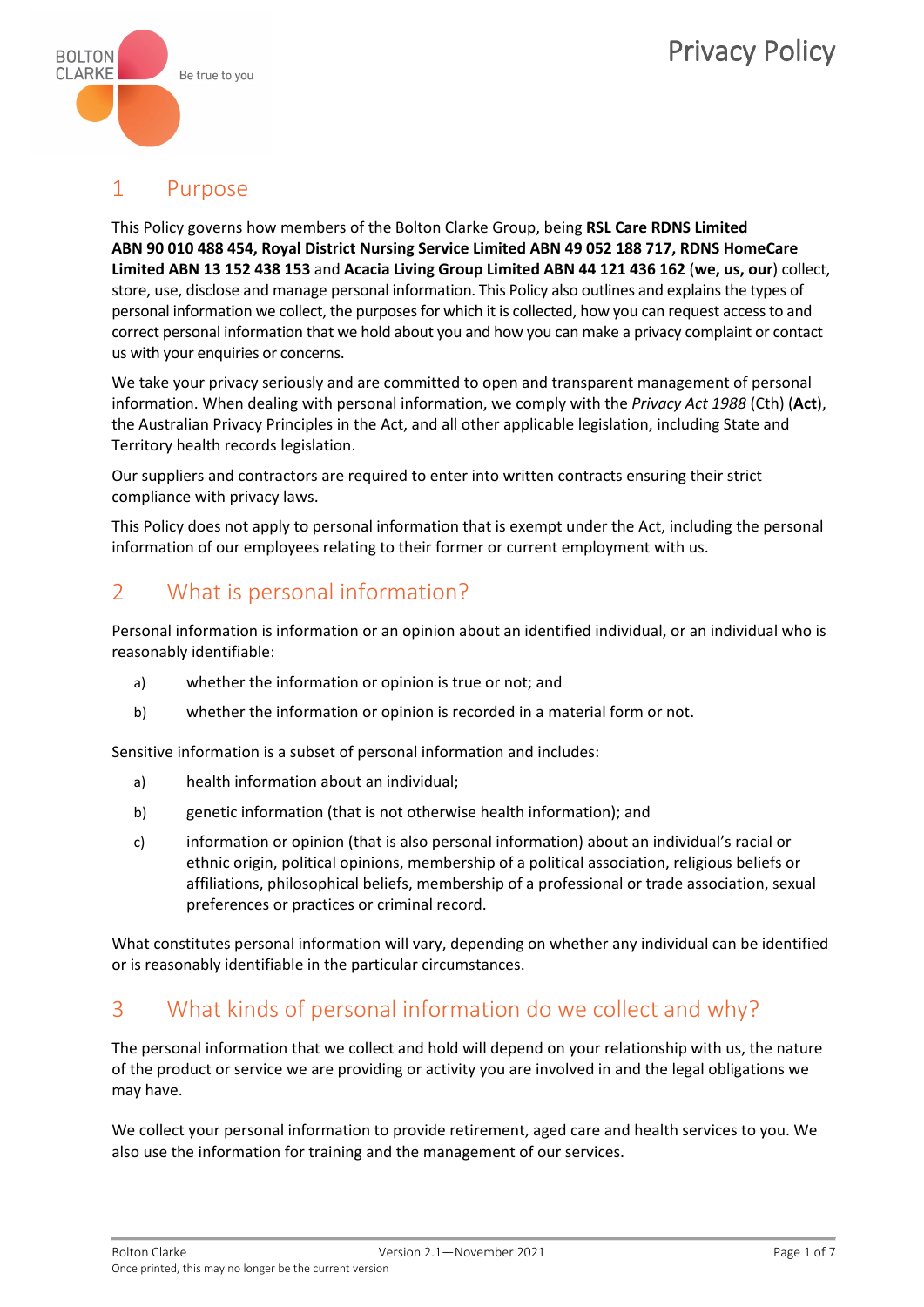# Privacy Policy

## 1 Purpose

This Policy governs how members of the Bolton Clarke Group, being **RSL Care RDNS Limited ABN 90 010 488 454, Royal District Nursing Service Limited ABN 49 052 188 717, RDNS HomeCare Limited ABN 13 152 438 153** and **Acacia Living Group Limited ABN 44 121 436 162** (**we, us, our**) collect, store, use, disclose and manage personal information. This Policy also outlines and explains the types of personal information we collect, the purposes for which it is collected, how you can request access to and correct personal information that we hold about you and how you can make a privacy complaint or contact us with your enquiries or concerns.

We take your privacy seriously and are committed to open and transparent management of personal information. When dealing with personal information, we comply with the *Privacy Act 1988* (Cth) (**Act**), the Australian Privacy Principles in the Act, and all other applicable legislation, including State and Territory health records legislation.

Our suppliers and contractors are required to enter into written contracts ensuring their strict compliance with privacy laws.

This Policy does not apply to personal information that is exempt under the Act, including the personal information of our employees relating to their former or current employment with us.

## 2 What is personal information?

Personal information is information or an opinion about an identified individual, or an individual who is reasonably identifiable:

a) whether the information or opinion is true or not; and

b) whether the information or opinion is recorded in a material form or not.

Sensitive information is a subset of personal information and includes:

a) health information about an individual;

b) genetic information (that is not otherwise health information); and

c) information or opinion (that is also personal information) about an individual's racial or ethnic origin, political opinions, membership of a political association, religious beliefs or affiliations, philosophical beliefs, membership of a professional or trade association, sexual preferences or practices or criminal record.

What constitutes personal information will vary, depending on whether any individual can be identified or is reasonably identifiable in the particular circumstances.

## 3 What kinds of personal information do we collect and why?

The personal information that we collect and hold will depend on your relationship with us, the nature of the product or service we are providing or activity you are involved in and the legal obligations we may have.

We collect your personal information to provide retirement, aged care and health services to you. We also use the information for training and the management of our services.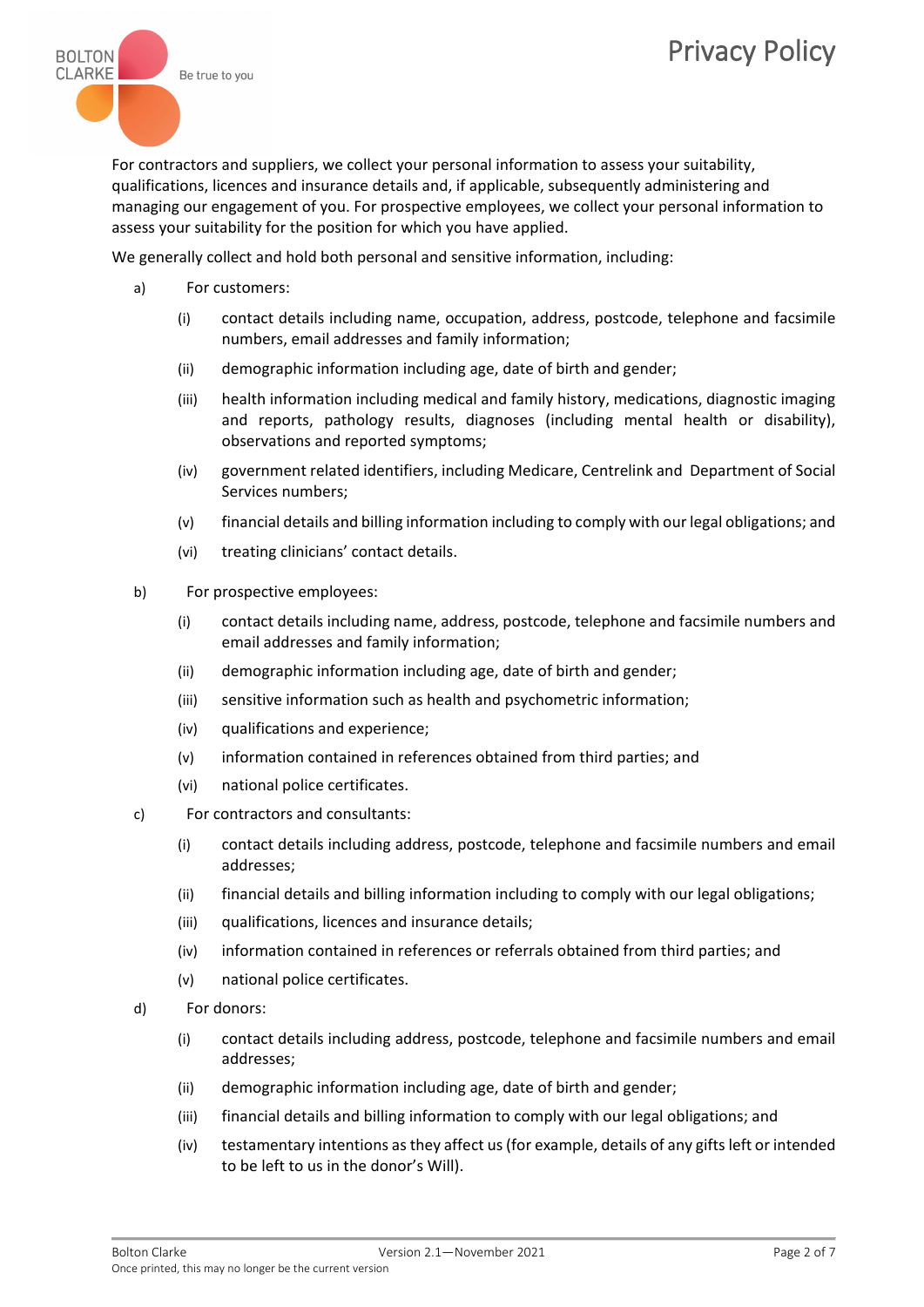For contractors and suppliers, we collect your personal information to assess your suitability, qualifications, licences and insurance details and, if applicable, subsequently administering and managing our engagement of you. For prospective employees, we collect your personal information to assess your suitability for the position for which you have applied.

We generally collect and hold both personal and sensitive information, including:

a) For customers:

   (i) contact details including name, occupation, address, postcode, telephone and facsimile numbers, email addresses and family information;

   (ii) demographic information including age, date of birth and gender;

   (iii) health information including medical and family history, medications, diagnostic imaging and reports, pathology results, diagnoses (including mental health or disability), observations and reported symptoms;

   (iv) government related identifiers, including Medicare, Centrelink and Department of Social Services numbers;

   (v) financial details and billing information including to comply with our legal obligations; and

   (vi) treating clinicians' contact details.

b) For prospective employees:

   (i) contact details including name, address, postcode, telephone and facsimile numbers and email addresses and family information;

   (ii) demographic information including age, date of birth and gender;

   (iii) sensitive information such as health and psychometric information;

   (iv) qualifications and experience;

   (v) information contained in references obtained from third parties; and

   (vi) national police certificates.

c) For contractors and consultants:

   (i) contact details including address, postcode, telephone and facsimile numbers and email addresses;

   (ii) financial details and billing information including to comply with our legal obligations;

   (iii) qualifications, licences and insurance details;

   (iv) information contained in references or referrals obtained from third parties; and

   (v) national police certificates.

d) For donors:

   (i) contact details including address, postcode, telephone and facsimile numbers and email addresses;

   (ii) demographic information including age, date of birth and gender;

   (iii) financial details and billing information to comply with our legal obligations; and

   (iv) testamentary intentions as they affect us (for example, details of any gifts left or intended to be left to us in the donor's Will).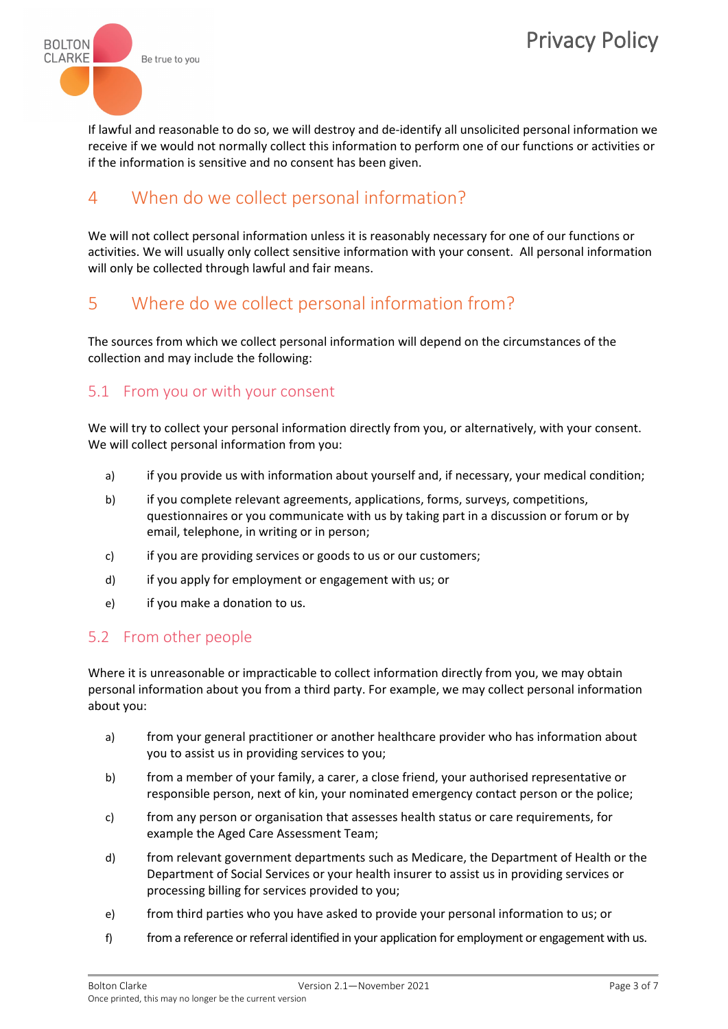If lawful and reasonable to do so, we will destroy and de-identify all unsolicited personal information we receive if we would not normally collect this information to perform one of our functions or activities or if the information is sensitive and no consent has been given.

## 4 When do we collect personal information?

We will not collect personal information unless it is reasonably necessary for one of our functions or activities. We will usually only collect sensitive information with your consent. All personal information will only be collected through lawful and fair means.

## 5 Where do we collect personal information from?

The sources from which we collect personal information will depend on the circumstances of the collection and may include the following:

### 5.1 From you or with your consent

We will try to collect your personal information directly from you, or alternatively, with your consent. We will collect personal information from you:

a) if you provide us with information about yourself and, if necessary, your medical condition;

b) if you complete relevant agreements, applications, forms, surveys, competitions, questionnaires or you communicate with us by taking part in a discussion or forum or by email, telephone, in writing or in person;

c) if you are providing services or goods to us or our customers;

d) if you apply for employment or engagement with us; or

e) if you make a donation to us.

### 5.2 From other people

Where it is unreasonable or impracticable to collect information directly from you, we may obtain personal information about you from a third party. For example, we may collect personal information about you:

a) from your general practitioner or another healthcare provider who has information about you to assist us in providing services to you;

b) from a member of your family, a carer, a close friend, your authorised representative or responsible person, next of kin, your nominated emergency contact person or the police;

c) from any person or organisation that assesses health status or care requirements, for example the Aged Care Assessment Team;

d) from relevant government departments such as Medicare, the Department of Health or the Department of Social Services or your health insurer to assist us in providing services or processing billing for services provided to you;

e) from third parties who you have asked to provide your personal information to us; or

f) from a reference or referral identified in your application for employment or engagement with us.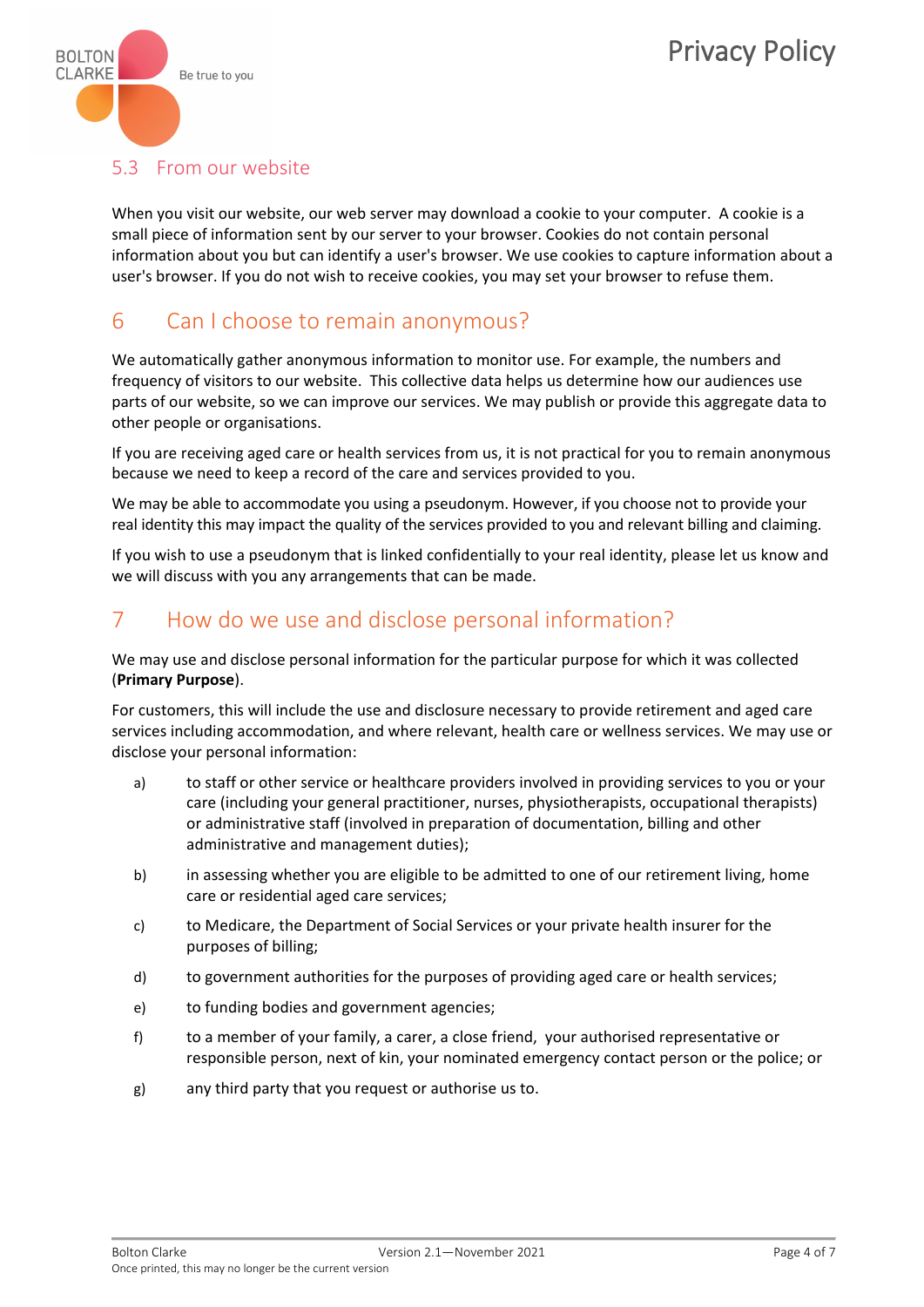### 5.3 From our website

When you visit our website, our web server may download a cookie to your computer. A cookie is a small piece of information sent by our server to your browser. Cookies do not contain personal information about you but can identify a user's browser. We use cookies to capture information about a user's browser. If you do not wish to receive cookies, you may set your browser to refuse them.

## 6 Can I choose to remain anonymous?

We automatically gather anonymous information to monitor use. For example, the numbers and frequency of visitors to our website. This collective data helps us determine how our audiences use parts of our website, so we can improve our services. We may publish or provide this aggregate data to other people or organisations.

If you are receiving aged care or health services from us, it is not practical for you to remain anonymous because we need to keep a record of the care and services provided to you.

We may be able to accommodate you using a pseudonym. However, if you choose not to provide your real identity this may impact the quality of the services provided to you and relevant billing and claiming.

If you wish to use a pseudonym that is linked confidentially to your real identity, please let us know and we will discuss with you any arrangements that can be made.

## 7 How do we use and disclose personal information?

We may use and disclose personal information for the particular purpose for which it was collected (**Primary Purpose**).

For customers, this will include the use and disclosure necessary to provide retirement and aged care services including accommodation, and where relevant, health care or wellness services. We may use or disclose your personal information:

a) to staff or other service or healthcare providers involved in providing services to you or your care (including your general practitioner, nurses, physiotherapists, occupational therapists) or administrative staff (involved in preparation of documentation, billing and other administrative and management duties);

b) in assessing whether you are eligible to be admitted to one of our retirement living, home care or residential aged care services;

c) to Medicare, the Department of Social Services or your private health insurer for the purposes of billing;

d) to government authorities for the purposes of providing aged care or health services;

e) to funding bodies and government agencies;

f) to a member of your family, a carer, a close friend, your authorised representative or responsible person, next of kin, your nominated emergency contact person or the police; or

g) any third party that you request or authorise us to.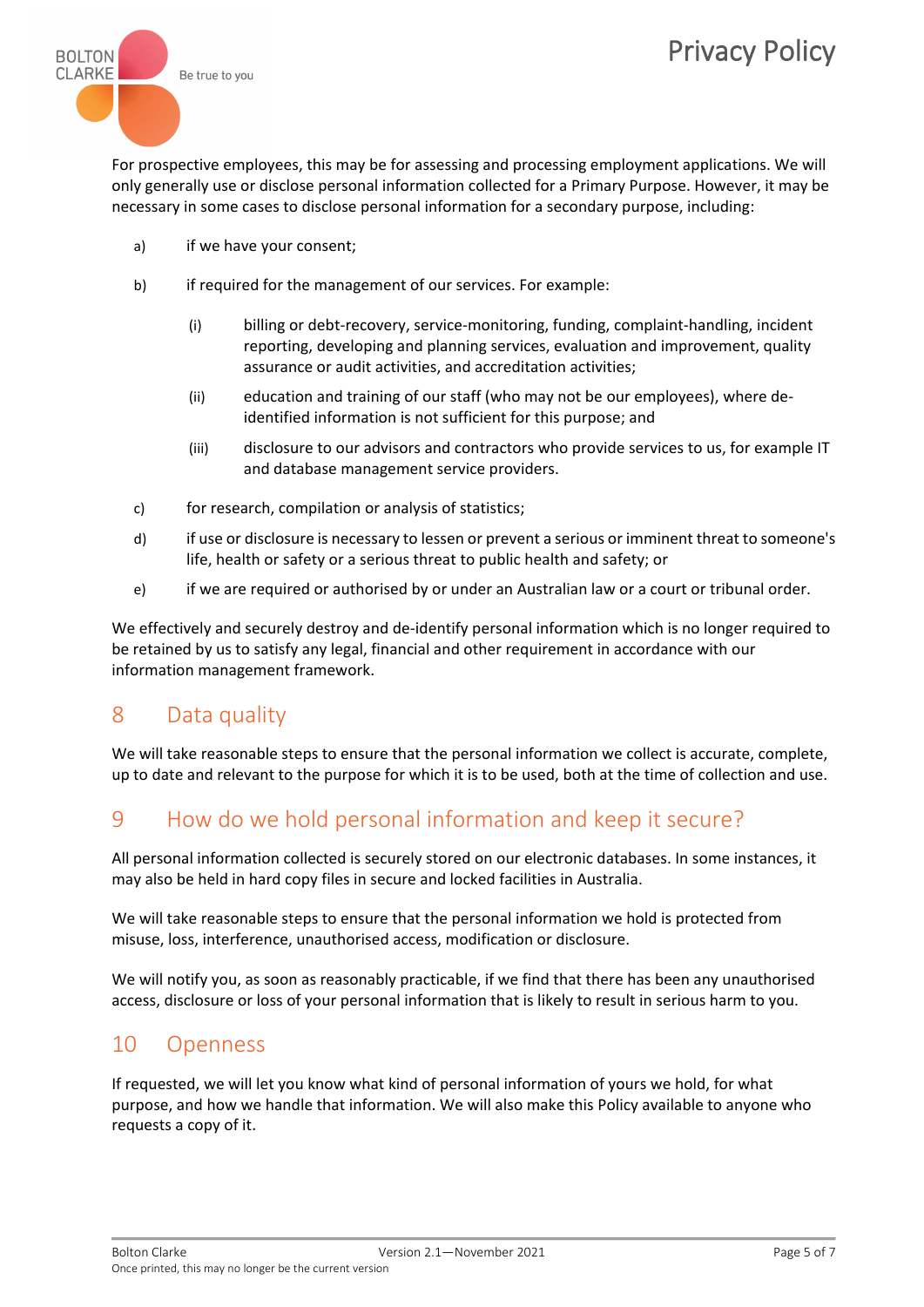For prospective employees, this may be for assessing and processing employment applications. We will only generally use or disclose personal information collected for a Primary Purpose. However, it may be necessary in some cases to disclose personal information for a secondary purpose, including:

a) if we have your consent;

b) if required for the management of our services. For example:

   (i) billing or debt-recovery, service-monitoring, funding, complaint-handling, incident reporting, developing and planning services, evaluation and improvement, quality assurance or audit activities, and accreditation activities;

   (ii) education and training of our staff (who may not be our employees), where de-identified information is not sufficient for this purpose; and

   (iii) disclosure to our advisors and contractors who provide services to us, for example IT and database management service providers.

c) for research, compilation or analysis of statistics;

d) if use or disclosure is necessary to lessen or prevent a serious or imminent threat to someone's life, health or safety or a serious threat to public health and safety; or

e) if we are required or authorised by or under an Australian law or a court or tribunal order.

We effectively and securely destroy and de-identify personal information which is no longer required to be retained by us to satisfy any legal, financial and other requirement in accordance with our information management framework.

## 8 Data quality

We will take reasonable steps to ensure that the personal information we collect is accurate, complete, up to date and relevant to the purpose for which it is to be used, both at the time of collection and use.

## 9 How do we hold personal information and keep it secure?

All personal information collected is securely stored on our electronic databases. In some instances, it may also be held in hard copy files in secure and locked facilities in Australia.

We will take reasonable steps to ensure that the personal information we hold is protected from misuse, loss, interference, unauthorised access, modification or disclosure.

We will notify you, as soon as reasonably practicable, if we find that there has been any unauthorised access, disclosure or loss of your personal information that is likely to result in serious harm to you.

## 10 Openness

If requested, we will let you know what kind of personal information of yours we hold, for what purpose, and how we handle that information. We will also make this Policy available to anyone who requests a copy of it.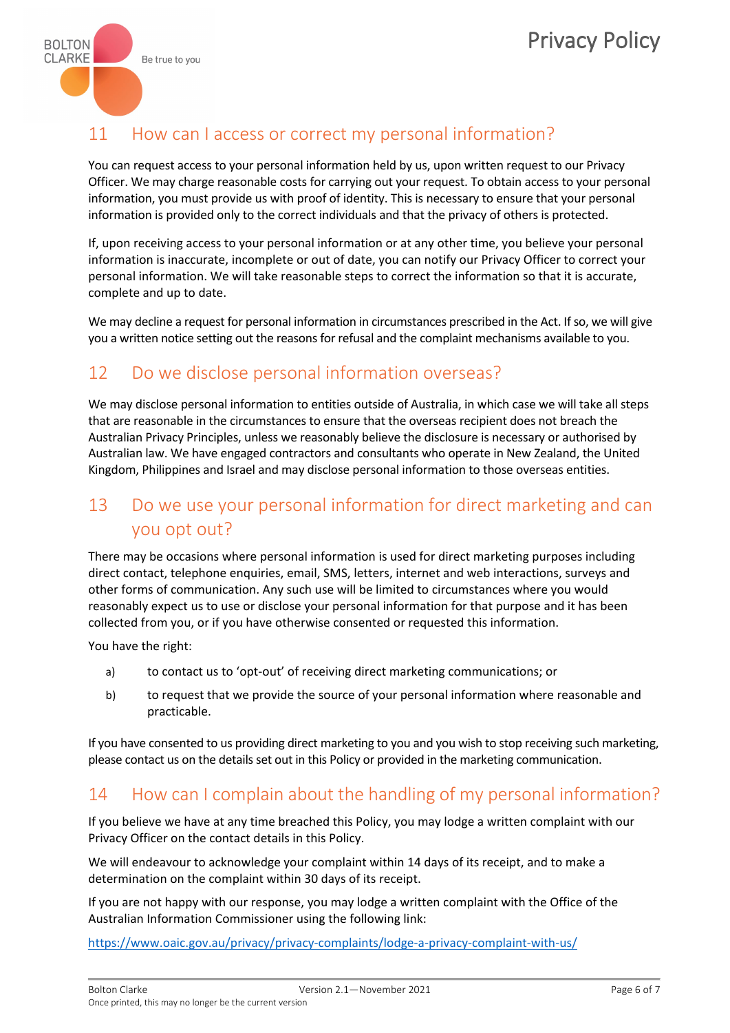## 11 How can I access or correct my personal information?

You can request access to your personal information held by us, upon written request to our Privacy Officer. We may charge reasonable costs for carrying out your request. To obtain access to your personal information, you must provide us with proof of identity. This is necessary to ensure that your personal information is provided only to the correct individuals and that the privacy of others is protected.

If, upon receiving access to your personal information or at any other time, you believe your personal information is inaccurate, incomplete or out of date, you can notify our Privacy Officer to correct your personal information. We will take reasonable steps to correct the information so that it is accurate, complete and up to date.

We may decline a request for personal information in circumstances prescribed in the Act. If so, we will give you a written notice setting out the reasons for refusal and the complaint mechanisms available to you.

## 12 Do we disclose personal information overseas?

We may disclose personal information to entities outside of Australia, in which case we will take all steps that are reasonable in the circumstances to ensure that the overseas recipient does not breach the Australian Privacy Principles, unless we reasonably believe the disclosure is necessary or authorised by Australian law. We have engaged contractors and consultants who operate in New Zealand, the United Kingdom, Philippines and Israel and may disclose personal information to those overseas entities.

## 13 Do we use your personal information for direct marketing and can you opt out?

There may be occasions where personal information is used for direct marketing purposes including direct contact, telephone enquiries, email, SMS, letters, internet and web interactions, surveys and other forms of communication. Any such use will be limited to circumstances where you would reasonably expect us to use or disclose your personal information for that purpose and it has been collected from you, or if you have otherwise consented or requested this information.

You have the right:

a) to contact us to 'opt-out' of receiving direct marketing communications; or

b) to request that we provide the source of your personal information where reasonable and practicable.

If you have consented to us providing direct marketing to you and you wish to stop receiving such marketing, please contact us on the details set out in this Policy or provided in the marketing communication.

## 14 How can I complain about the handling of my personal information?

If you believe we have at any time breached this Policy, you may lodge a written complaint with our Privacy Officer on the contact details in this Policy.

We will endeavour to acknowledge your complaint within 14 days of its receipt, and to make a determination on the complaint within 30 days of its receipt.

If you are not happy with our response, you may lodge a written complaint with the Office of the Australian Information Commissioner using the following link:

https://www.oaic.gov.au/privacy/privacy-complaints/lodge-a-privacy-complaint-with-us/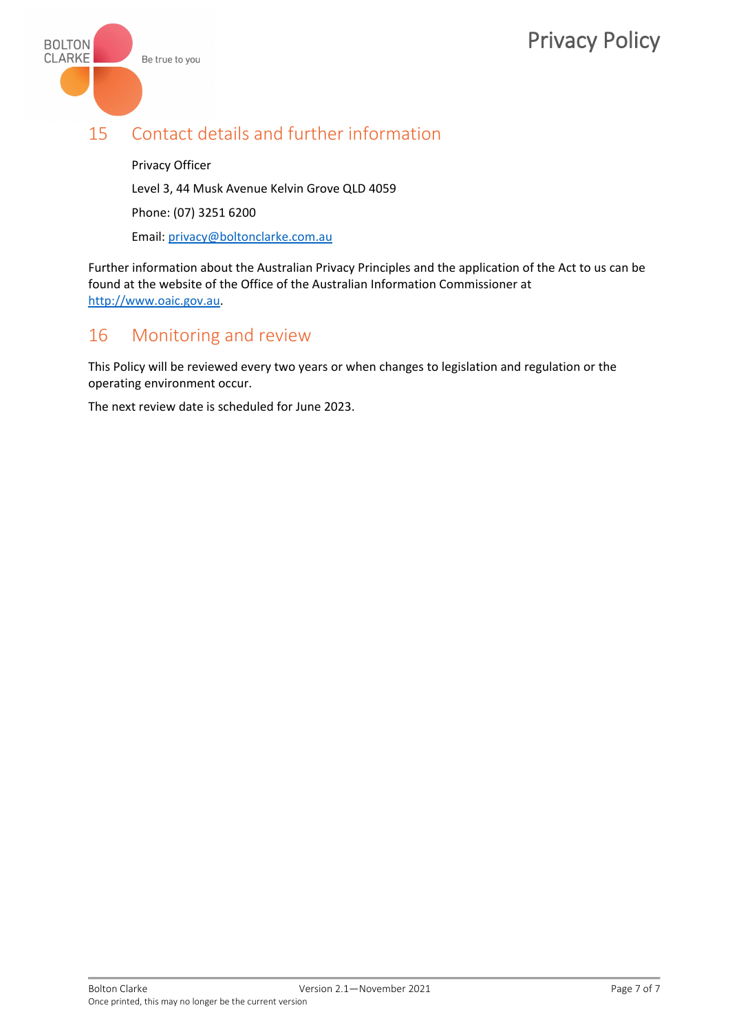## 15 Contact details and further information

Privacy Officer

Level 3, 44 Musk Avenue Kelvin Grove QLD 4059

Phone: (07) 3251 6200

Email: privacy@boltonclarke.com.au

Further information about the Australian Privacy Principles and the application of the Act to us can be found at the website of the Office of the Australian Information Commissioner at http://www.oaic.gov.au.

## 16 Monitoring and review

This Policy will be reviewed every two years or when changes to legislation and regulation or the operating environment occur.

The next review date is scheduled for June 2023.